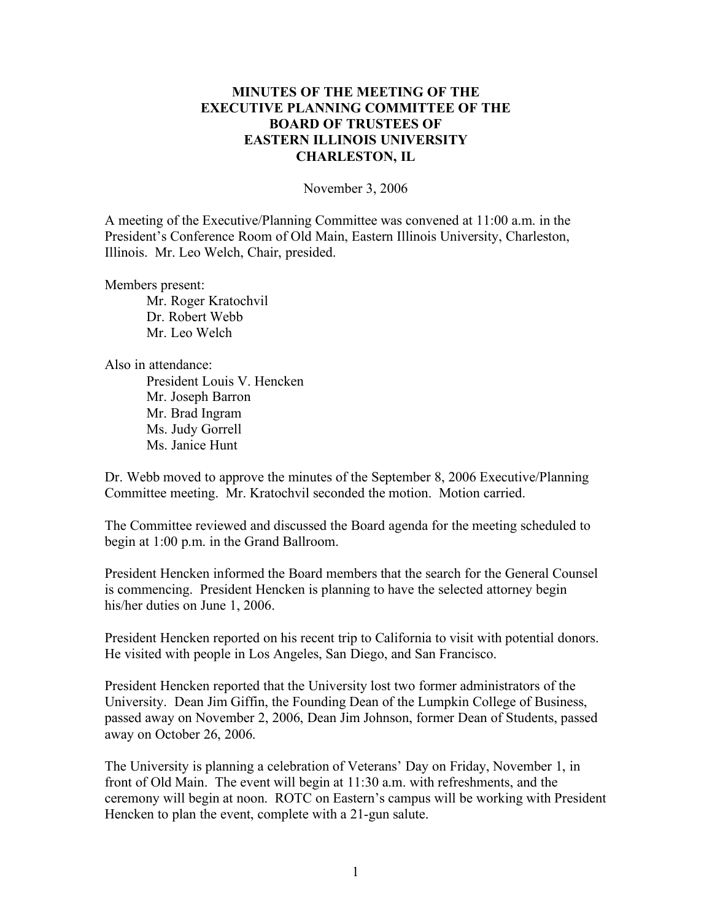# MINUTES OF THE MEETING OF THE EXECUTIVE PLANNING COMMITTEE OF THE BOARD OF TRUSTEES OF EASTERN ILLINOIS UNIVERSITY CHARLESTON, IL

November 3, 2006

A meeting of the Executive/Planning Committee was convened at 11:00 a.m. in the President's Conference Room of Old Main, Eastern Illinois University, Charleston, Illinois. Mr. Leo Welch, Chair, presided.

Members present:

- Mr. Roger Kratochvil
- Dr. Robert Webb
- Mr. Leo Welch

Also in attendance:

- President Louis V. Hencken
- Mr. Joseph Barron
- Mr. Brad Ingram
- Ms. Judy Gorrell
- Ms. Janice Hunt

Dr. Webb moved to approve the minutes of the September 8, 2006 Executive/Planning Committee meeting. Mr. Kratochvil seconded the motion. Motion carried.

The Committee reviewed and discussed the Board agenda for the meeting scheduled to begin at 1:00 p.m. in the Grand Ballroom.

President Hencken informed the Board members that the search for the General Counsel is commencing. President Hencken is planning to have the selected attorney begin his/her duties on June 1, 2006.

President Hencken reported on his recent trip to California to visit with potential donors. He visited with people in Los Angeles, San Diego, and San Francisco.

President Hencken reported that the University lost two former administrators of the University. Dean Jim Giffin, the Founding Dean of the Lumpkin College of Business, passed away on November 2, 2006, Dean Jim Johnson, former Dean of Students, passed away on October 26, 2006.

The University is planning a celebration of Veterans' Day on Friday, November 1, in front of Old Main. The event will begin at 11:30 a.m. with refreshments, and the ceremony will begin at noon. ROTC on Eastern's campus will be working with President Hencken to plan the event, complete with a 21-gun salute.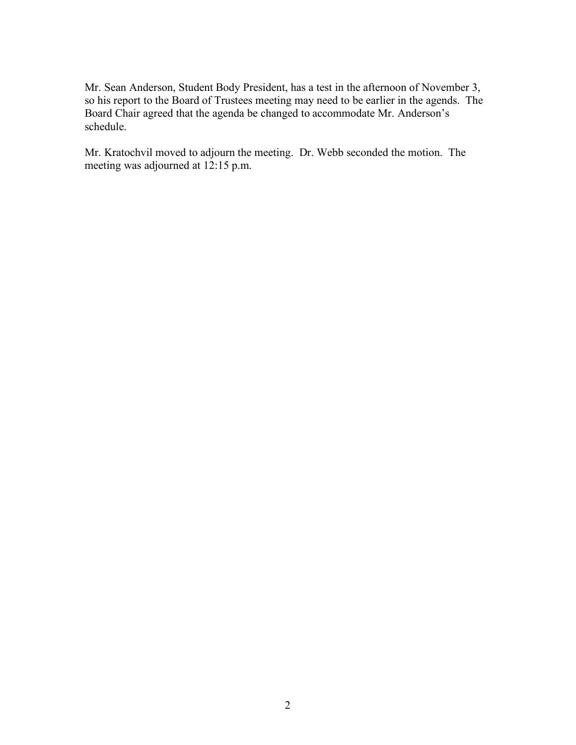Mr. Sean Anderson, Student Body President, has a test in the afternoon of November 3, so his report to the Board of Trustees meeting may need to be earlier in the agends. The Board Chair agreed that the agenda be changed to accommodate Mr. Anderson's schedule.

Mr. Kratochvil moved to adjourn the meeting. Dr. Webb seconded the motion. The meeting was adjourned at 12:15 p.m.